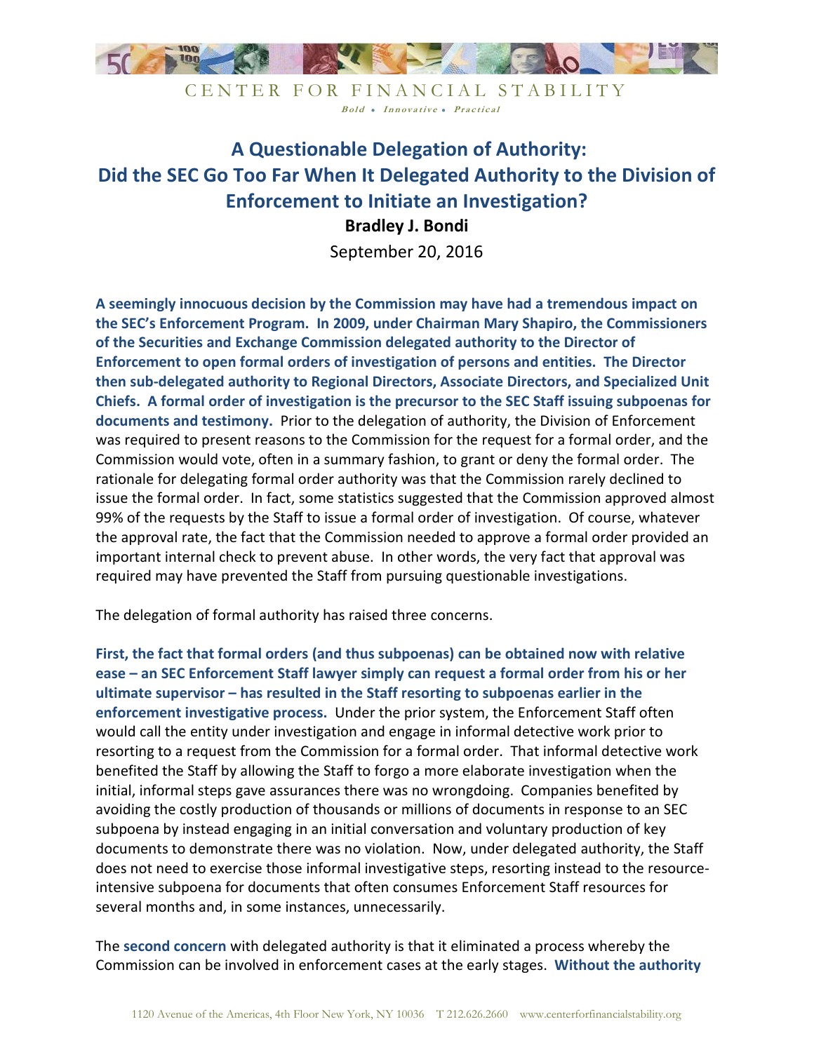CENTER FOR FINANCIAL STABILITY

*Bold • Innovative • Practical*

# A Questionable Delegation of Authority: Did the SEC Go Too Far When It Delegated Authority to the Division of Enforcement to Initiate an Investigation?

**Bradley J. Bondi**

September 20, 2016

**A seemingly innocuous decision by the Commission may have had a tremendous impact on the SEC's Enforcement Program. In 2009, under Chairman Mary Shapiro, the Commissioners of the Securities and Exchange Commission delegated authority to the Director of Enforcement to open formal orders of investigation of persons and entities. The Director then sub-delegated authority to Regional Directors, Associate Directors, and Specialized Unit Chiefs. A formal order of investigation is the precursor to the SEC Staff issuing subpoenas for documents and testimony.** Prior to the delegation of authority, the Division of Enforcement was required to present reasons to the Commission for the request for a formal order, and the Commission would vote, often in a summary fashion, to grant or deny the formal order. The rationale for delegating formal order authority was that the Commission rarely declined to issue the formal order. In fact, some statistics suggested that the Commission approved almost 99% of the requests by the Staff to issue a formal order of investigation. Of course, whatever the approval rate, the fact that the Commission needed to approve a formal order provided an important internal check to prevent abuse. In other words, the very fact that approval was required may have prevented the Staff from pursuing questionable investigations.

The delegation of formal authority has raised three concerns.

**First, the fact that formal orders (and thus subpoenas) can be obtained now with relative ease – an SEC Enforcement Staff lawyer simply can request a formal order from his or her ultimate supervisor – has resulted in the Staff resorting to subpoenas earlier in the enforcement investigative process.** Under the prior system, the Enforcement Staff often would call the entity under investigation and engage in informal detective work prior to resorting to a request from the Commission for a formal order. That informal detective work benefited the Staff by allowing the Staff to forgo a more elaborate investigation when the initial, informal steps gave assurances there was no wrongdoing. Companies benefited by avoiding the costly production of thousands or millions of documents in response to an SEC subpoena by instead engaging in an initial conversation and voluntary production of key documents to demonstrate there was no violation. Now, under delegated authority, the Staff does not need to exercise those informal investigative steps, resorting instead to the resource-intensive subpoena for documents that often consumes Enforcement Staff resources for several months and, in some instances, unnecessarily.

The **second concern** with delegated authority is that it eliminated a process whereby the Commission can be involved in enforcement cases at the early stages. **Without the authority**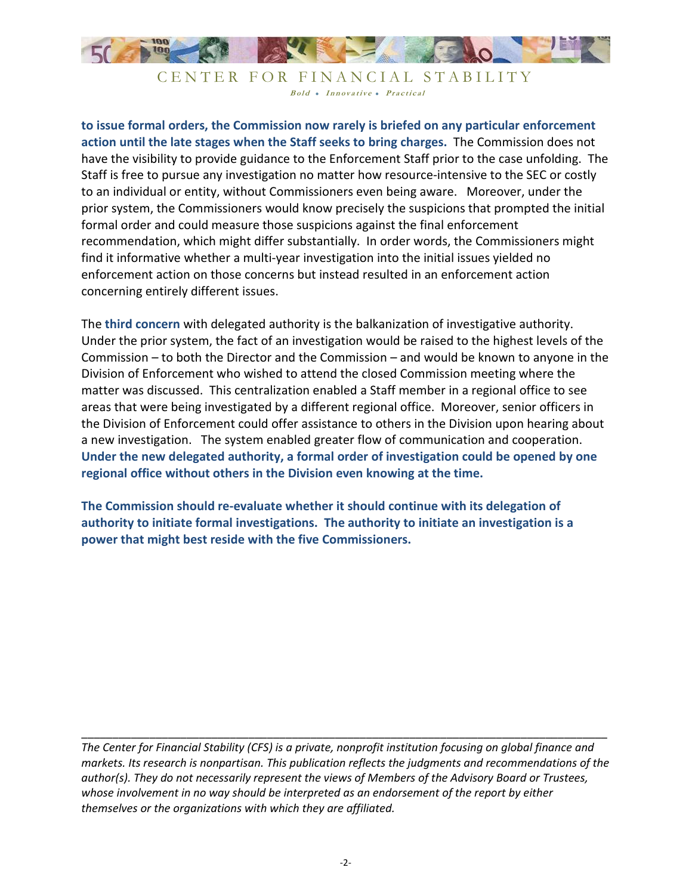**to issue formal orders, the Commission now rarely is briefed on any particular enforcement action until the late stages when the Staff seeks to bring charges.** The Commission does not have the visibility to provide guidance to the Enforcement Staff prior to the case unfolding. The Staff is free to pursue any investigation no matter how resource-intensive to the SEC or costly to an individual or entity, without Commissioners even being aware. Moreover, under the prior system, the Commissioners would know precisely the suspicions that prompted the initial formal order and could measure those suspicions against the final enforcement recommendation, which might differ substantially. In order words, the Commissioners might find it informative whether a multi-year investigation into the initial issues yielded no enforcement action on those concerns but instead resulted in an enforcement action concerning entirely different issues.

The **third concern** with delegated authority is the balkanization of investigative authority. Under the prior system, the fact of an investigation would be raised to the highest levels of the Commission – to both the Director and the Commission – and would be known to anyone in the Division of Enforcement who wished to attend the closed Commission meeting where the matter was discussed. This centralization enabled a Staff member in a regional office to see areas that were being investigated by a different regional office. Moreover, senior officers in the Division of Enforcement could offer assistance to others in the Division upon hearing about a new investigation. The system enabled greater flow of communication and cooperation. **Under the new delegated authority, a formal order of investigation could be opened by one regional office without others in the Division even knowing at the time.**

**The Commission should re-evaluate whether it should continue with its delegation of authority to initiate formal investigations. The authority to initiate an investigation is a power that might best reside with the five Commissioners.**

---

*The Center for Financial Stability (CFS) is a private, nonprofit institution focusing on global finance and markets. Its research is nonpartisan. This publication reflects the judgments and recommendations of the author(s). They do not necessarily represent the views of Members of the Advisory Board or Trustees, whose involvement in no way should be interpreted as an endorsement of the report by either themselves or the organizations with which they are affiliated.*